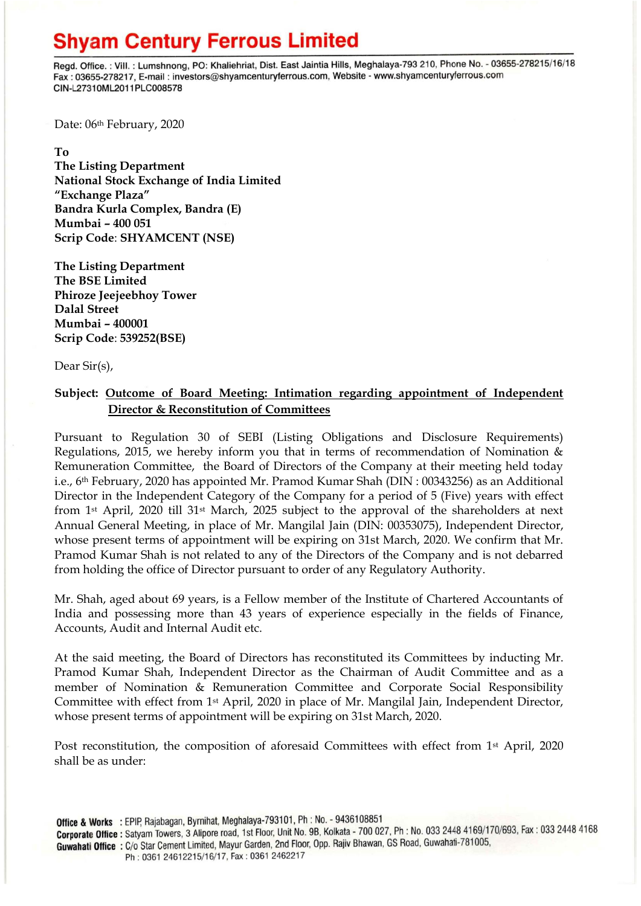# Shyam Century Ferrous Limited

Regd. Office. : Vill. : Lumshnong, PO: Khaliehriat, Dist. East Jaintia Hills, Meghalaya-793 210, Phone No. - 03655-278215/16/18
Fax : 03655-278217, E-mail : investors@shyamcenturyferrous.com, Website - www.shyamcenturyferrous.com
CIN-L27310ML2011PLC008578

Date: 06th February, 2020

**To**
**The Listing Department**
**National Stock Exchange of India Limited**
**"Exchange Plaza"**
**Bandra Kurla Complex, Bandra (E)**
**Mumbai – 400 051**
**Scrip Code: SHYAMCENT (NSE)**

**The Listing Department**
**The BSE Limited**
**Phiroze Jeejeebhoy Tower**
**Dalal Street**
**Mumbai – 400001**
**Scrip Code: 539252(BSE)**

Dear Sir(s),

**Subject: Outcome of Board Meeting: Intimation regarding appointment of Independent Director & Reconstitution of Committees**

Pursuant to Regulation 30 of SEBI (Listing Obligations and Disclosure Requirements) Regulations, 2015, we hereby inform you that in terms of recommendation of Nomination & Remuneration Committee, the Board of Directors of the Company at their meeting held today i.e., 6th February, 2020 has appointed Mr. Pramod Kumar Shah (DIN : 00343256) as an Additional Director in the Independent Category of the Company for a period of 5 (Five) years with effect from 1st April, 2020 till 31st March, 2025 subject to the approval of the shareholders at next Annual General Meeting, in place of Mr. Mangilal Jain (DIN: 00353075), Independent Director, whose present terms of appointment will be expiring on 31st March, 2020. We confirm that Mr. Pramod Kumar Shah is not related to any of the Directors of the Company and is not debarred from holding the office of Director pursuant to order of any Regulatory Authority.

Mr. Shah, aged about 69 years, is a Fellow member of the Institute of Chartered Accountants of India and possessing more than 43 years of experience especially in the fields of Finance, Accounts, Audit and Internal Audit etc.

At the said meeting, the Board of Directors has reconstituted its Committees by inducting Mr. Pramod Kumar Shah, Independent Director as the Chairman of Audit Committee and as a member of Nomination & Remuneration Committee and Corporate Social Responsibility Committee with effect from 1st April, 2020 in place of Mr. Mangilal Jain, Independent Director, whose present terms of appointment will be expiring on 31st March, 2020.

Post reconstitution, the composition of aforesaid Committees with effect from 1st April, 2020 shall be as under:

**Office & Works** : EPIP, Rajabagan, Byrnihat, Meghalaya-793101, Ph : No. - 9436108851
**Corporate Office** : Satyam Towers, 3 Alipore road, 1st Floor, Unit No. 9B, Kolkata - 700 027, Ph : No. 033 2448 4169/170/693, Fax : 033 2448 4168
**Guwahati Office** : C/o Star Cement Limited, Mayur Garden, 2nd Floor, Opp. Rajiv Bhawan, GS Road, Guwahati-781005, Ph : 0361 24612215/16/17, Fax : 0361 2462217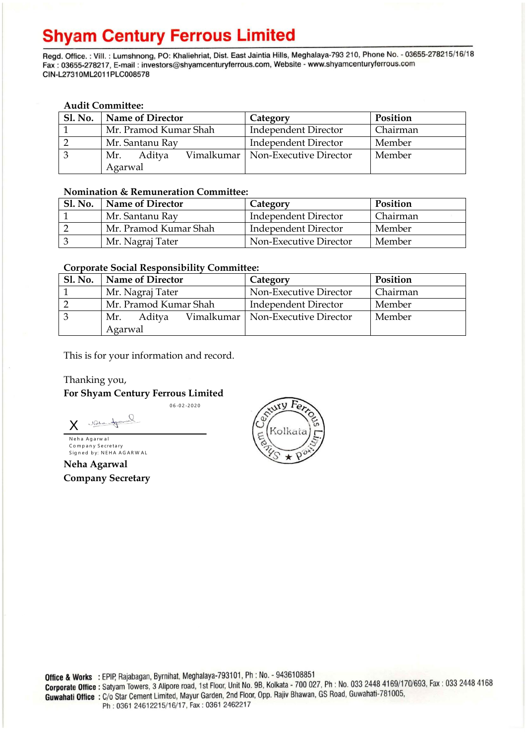# Shyam Century Ferrous Limited

Regd. Office. : Vill. : Lumshnong, PO: Khaliehriat, Dist. East Jaintia Hills, Meghalaya-793 210, Phone No. - 03655-278215/16/18
Fax : 03655-278217, E-mail : investors@shyamcenturyferrous.com, Website - www.shyamcenturyferrous.com
CIN-L27310ML2011PLC008578

**Audit Committee:**

| Sl. No. | Name of Director | Category | Position |
|---|---|---|---|
| 1 | Mr. Pramod Kumar Shah | Independent Director | Chairman |
| 2 | Mr. Santanu Ray | Independent Director | Member |
| 3 | Mr. Aditya Vimalkumar Agarwal | Non-Executive Director | Member |

**Nomination & Remuneration Committee:**

| Sl. No. | Name of Director | Category | Position |
|---|---|---|---|
| 1 | Mr. Santanu Ray | Independent Director | Chairman |
| 2 | Mr. Pramod Kumar Shah | Independent Director | Member |
| 3 | Mr. Nagraj Tater | Non-Executive Director | Member |

**Corporate Social Responsibility Committee:**

| Sl. No. | Name of Director | Category | Position |
|---|---|---|---|
| 1 | Mr. Nagraj Tater | Non-Executive Director | Chairman |
| 2 | Mr. Pramod Kumar Shah | Independent Director | Member |
| 3 | Mr. Aditya Vimalkumar Agarwal | Non-Executive Director | Member |

This is for your information and record.

Thanking you,

**For Shyam Century Ferrous Limited**

06-02-2020

Neha Agarwal
Company Secretary
Signed by: NEHA AGARWAL

**Neha Agarwal**
**Company Secretary**

Shyam Century Ferrous Limited
Kolkata

**Office & Works** : EPIP, Rajabagan, Byrnihat, Meghalaya-793101, Ph : No. - 9436108851
**Corporate Office** : Satyam Towers, 3 Alipore road, 1st Floor, Unit No. 9B, Kolkata - 700 027, Ph : No. 033 2448 4169/170/693, Fax : 033 2448 4168
**Guwahati Office** : C/o Star Cement Limited, Mayur Garden, 2nd Floor, Opp. Rajiv Bhawan, GS Road, Guwahati-781005,
Ph : 0361 24612215/16/17, Fax : 0361 2462217